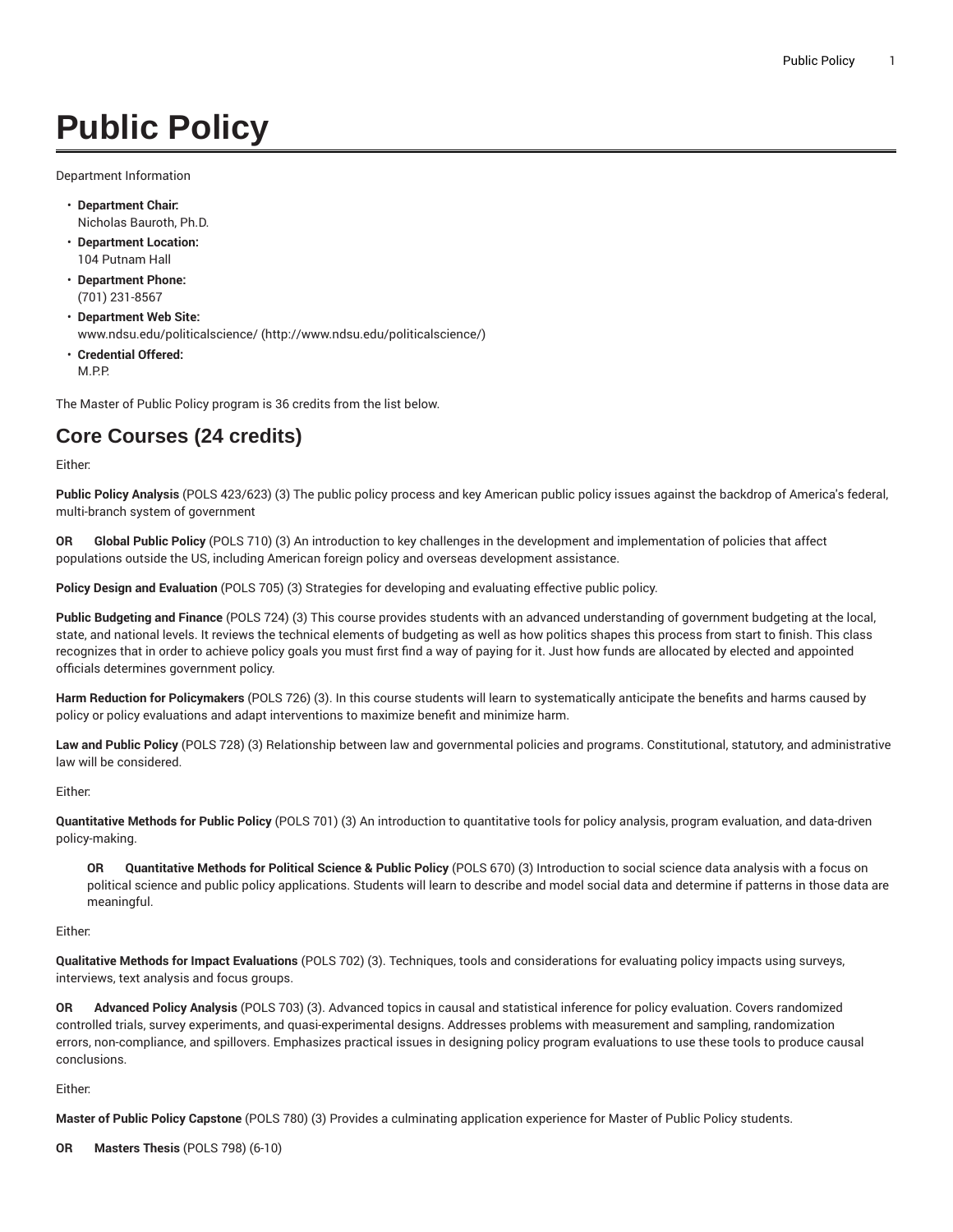# Public Policy

Department Information

- **Department Chair:**
  Nicholas Bauroth, Ph.D.
- **Department Location:**
  104 Putnam Hall
- **Department Phone:**
  (701) 231-8567
- **Department Web Site:**
  www.ndsu.edu/politicalscience/ (http://www.ndsu.edu/politicalscience/)
- **Credential Offered:**
  M.P.P.

The Master of Public Policy program is 36 credits from the list below.

## Core Courses (24 credits)

Either:

**Public Policy Analysis** (POLS 423/623) (3) The public policy process and key American public policy issues against the backdrop of America's federal, multi-branch system of government

**OR Global Public Policy** (POLS 710) (3) An introduction to key challenges in the development and implementation of policies that affect populations outside the US, including American foreign policy and overseas development assistance.

**Policy Design and Evaluation** (POLS 705) (3) Strategies for developing and evaluating effective public policy.

**Public Budgeting and Finance** (POLS 724) (3) This course provides students with an advanced understanding of government budgeting at the local, state, and national levels. It reviews the technical elements of budgeting as well as how politics shapes this process from start to finish. This class recognizes that in order to achieve policy goals you must first find a way of paying for it. Just how funds are allocated by elected and appointed officials determines government policy.

**Harm Reduction for Policymakers** (POLS 726) (3). In this course students will learn to systematically anticipate the benefits and harms caused by policy or policy evaluations and adapt interventions to maximize benefit and minimize harm.

**Law and Public Policy** (POLS 728) (3) Relationship between law and governmental policies and programs. Constitutional, statutory, and administrative law will be considered.

Either:

**Quantitative Methods for Public Policy** (POLS 701) (3) An introduction to quantitative tools for policy analysis, program evaluation, and data-driven policy-making.

> **OR Quantitative Methods for Political Science & Public Policy** (POLS 670) (3) Introduction to social science data analysis with a focus on political science and public policy applications. Students will learn to describe and model social data and determine if patterns in those data are meaningful.

Either:

**Qualitative Methods for Impact Evaluations** (POLS 702) (3). Techniques, tools and considerations for evaluating policy impacts using surveys, interviews, text analysis and focus groups.

**OR Advanced Policy Analysis** (POLS 703) (3). Advanced topics in causal and statistical inference for policy evaluation. Covers randomized controlled trials, survey experiments, and quasi-experimental designs. Addresses problems with measurement and sampling, randomization errors, non-compliance, and spillovers. Emphasizes practical issues in designing policy program evaluations to use these tools to produce causal conclusions.

Either:

**Master of Public Policy Capstone** (POLS 780) (3) Provides a culminating application experience for Master of Public Policy students.

**OR Masters Thesis** (POLS 798) (6-10)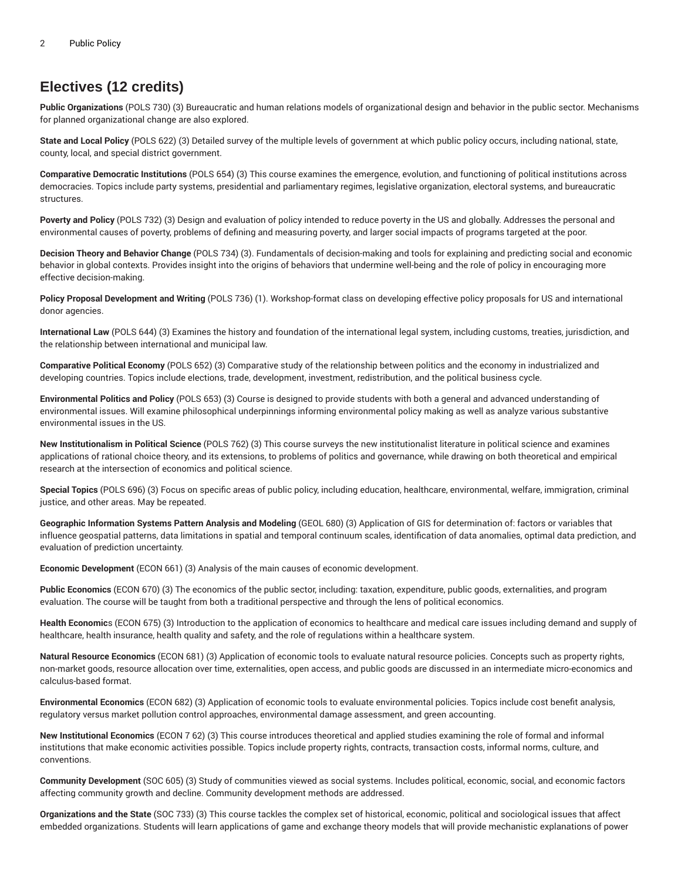## Electives (12 credits)

**Public Organizations** (POLS 730) (3) Bureaucratic and human relations models of organizational design and behavior in the public sector. Mechanisms for planned organizational change are also explored.

**State and Local Policy** (POLS 622) (3) Detailed survey of the multiple levels of government at which public policy occurs, including national, state, county, local, and special district government.

**Comparative Democratic Institutions** (POLS 654) (3) This course examines the emergence, evolution, and functioning of political institutions across democracies. Topics include party systems, presidential and parliamentary regimes, legislative organization, electoral systems, and bureaucratic structures.

**Poverty and Policy** (POLS 732) (3) Design and evaluation of policy intended to reduce poverty in the US and globally. Addresses the personal and environmental causes of poverty, problems of defining and measuring poverty, and larger social impacts of programs targeted at the poor.

**Decision Theory and Behavior Change** (POLS 734) (3). Fundamentals of decision-making and tools for explaining and predicting social and economic behavior in global contexts. Provides insight into the origins of behaviors that undermine well-being and the role of policy in encouraging more effective decision-making.

**Policy Proposal Development and Writing** (POLS 736) (1). Workshop-format class on developing effective policy proposals for US and international donor agencies.

**International Law** (POLS 644) (3) Examines the history and foundation of the international legal system, including customs, treaties, jurisdiction, and the relationship between international and municipal law.

**Comparative Political Economy** (POLS 652) (3) Comparative study of the relationship between politics and the economy in industrialized and developing countries. Topics include elections, trade, development, investment, redistribution, and the political business cycle.

**Environmental Politics and Policy** (POLS 653) (3) Course is designed to provide students with both a general and advanced understanding of environmental issues. Will examine philosophical underpinnings informing environmental policy making as well as analyze various substantive environmental issues in the US.

**New Institutionalism in Political Science** (POLS 762) (3) This course surveys the new institutionalist literature in political science and examines applications of rational choice theory, and its extensions, to problems of politics and governance, while drawing on both theoretical and empirical research at the intersection of economics and political science.

**Special Topics** (POLS 696) (3) Focus on specific areas of public policy, including education, healthcare, environmental, welfare, immigration, criminal justice, and other areas. May be repeated.

**Geographic Information Systems Pattern Analysis and Modeling** (GEOL 680) (3) Application of GIS for determination of: factors or variables that influence geospatial patterns, data limitations in spatial and temporal continuum scales, identification of data anomalies, optimal data prediction, and evaluation of prediction uncertainty.

**Economic Development** (ECON 661) (3) Analysis of the main causes of economic development.

**Public Economics** (ECON 670) (3) The economics of the public sector, including: taxation, expenditure, public goods, externalities, and program evaluation. The course will be taught from both a traditional perspective and through the lens of political economics.

**Health Economic**s (ECON 675) (3) Introduction to the application of economics to healthcare and medical care issues including demand and supply of healthcare, health insurance, health quality and safety, and the role of regulations within a healthcare system.

**Natural Resource Economics** (ECON 681) (3) Application of economic tools to evaluate natural resource policies. Concepts such as property rights, non-market goods, resource allocation over time, externalities, open access, and public goods are discussed in an intermediate micro-economics and calculus-based format.

**Environmental Economics** (ECON 682) (3) Application of economic tools to evaluate environmental policies. Topics include cost benefit analysis, regulatory versus market pollution control approaches, environmental damage assessment, and green accounting.

**New Institutional Economics** (ECON 7 62) (3) This course introduces theoretical and applied studies examining the role of formal and informal institutions that make economic activities possible. Topics include property rights, contracts, transaction costs, informal norms, culture, and conventions.

**Community Development** (SOC 605) (3) Study of communities viewed as social systems. Includes political, economic, social, and economic factors affecting community growth and decline. Community development methods are addressed.

**Organizations and the State** (SOC 733) (3) This course tackles the complex set of historical, economic, political and sociological issues that affect embedded organizations. Students will learn applications of game and exchange theory models that will provide mechanistic explanations of power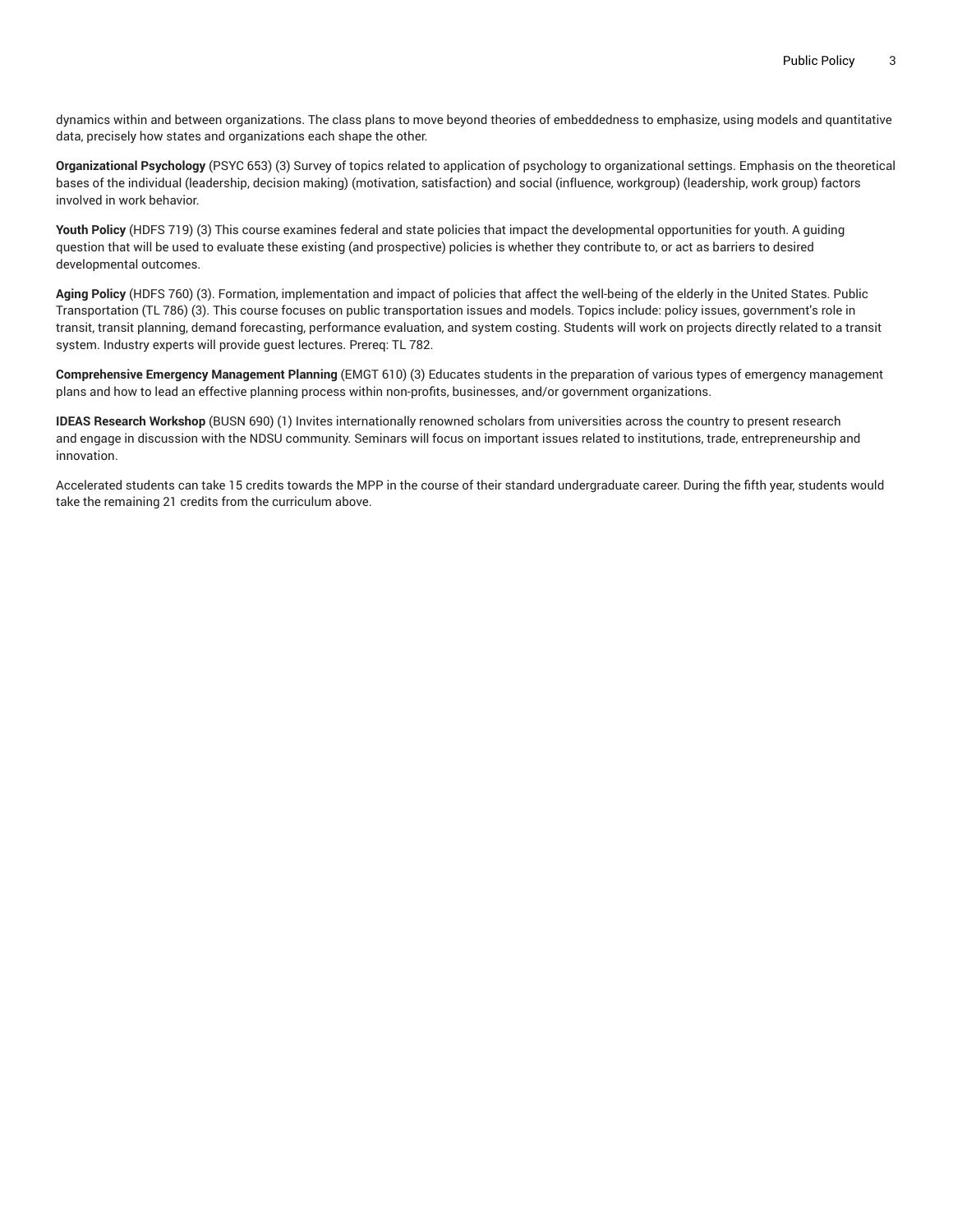dynamics within and between organizations. The class plans to move beyond theories of embeddedness to emphasize, using models and quantitative data, precisely how states and organizations each shape the other.

**Organizational Psychology** (PSYC 653) (3) Survey of topics related to application of psychology to organizational settings. Emphasis on the theoretical bases of the individual (leadership, decision making) (motivation, satisfaction) and social (influence, workgroup) (leadership, work group) factors involved in work behavior.

**Youth Policy** (HDFS 719) (3) This course examines federal and state policies that impact the developmental opportunities for youth. A guiding question that will be used to evaluate these existing (and prospective) policies is whether they contribute to, or act as barriers to desired developmental outcomes.

**Aging Policy** (HDFS 760) (3). Formation, implementation and impact of policies that affect the well-being of the elderly in the United States. Public Transportation (TL 786) (3). This course focuses on public transportation issues and models. Topics include: policy issues, government's role in transit, transit planning, demand forecasting, performance evaluation, and system costing. Students will work on projects directly related to a transit system. Industry experts will provide guest lectures. Prereq: TL 782.

**Comprehensive Emergency Management Planning** (EMGT 610) (3) Educates students in the preparation of various types of emergency management plans and how to lead an effective planning process within non-profits, businesses, and/or government organizations.

**IDEAS Research Workshop** (BUSN 690) (1) Invites internationally renowned scholars from universities across the country to present research and engage in discussion with the NDSU community. Seminars will focus on important issues related to institutions, trade, entrepreneurship and innovation.

Accelerated students can take 15 credits towards the MPP in the course of their standard undergraduate career. During the fifth year, students would take the remaining 21 credits from the curriculum above.